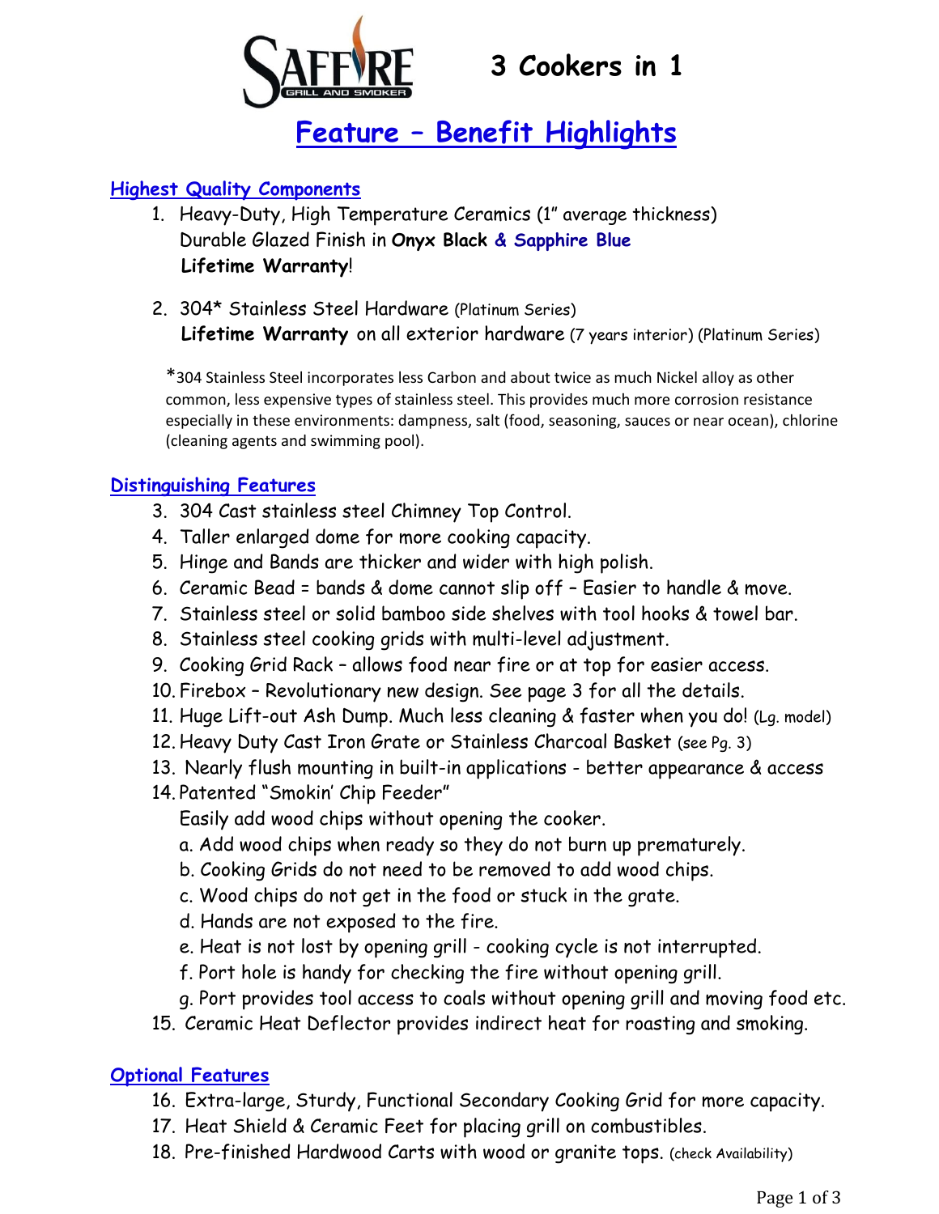# 3 Cookers in 1

## Feature – Benefit Highlights

### Highest Quality Components

1. Heavy-Duty, High Temperature Ceramics (1" average thickness)
   Durable Glazed Finish in **Onyx Black & Sapphire Blue**
   **Lifetime Warranty**!

2. 304* Stainless Steel Hardware (Platinum Series)
   **Lifetime Warranty** on all exterior hardware (7 years interior) (Platinum Series)

*304 Stainless Steel incorporates less Carbon and about twice as much Nickel alloy as other common, less expensive types of stainless steel. This provides much more corrosion resistance especially in these environments: dampness, salt (food, seasoning, sauces or near ocean), chlorine (cleaning agents and swimming pool).

### Distinguishing Features

3. 304 Cast stainless steel Chimney Top Control.
4. Taller enlarged dome for more cooking capacity.
5. Hinge and Bands are thicker and wider with high polish.
6. Ceramic Bead = bands & dome cannot slip off – Easier to handle & move.
7. Stainless steel or solid bamboo side shelves with tool hooks & towel bar.
8. Stainless steel cooking grids with multi-level adjustment.
9. Cooking Grid Rack – allows food near fire or at top for easier access.
10. Firebox – Revolutionary new design. See page 3 for all the details.
11. Huge Lift-out Ash Dump. Much less cleaning & faster when you do! (Lg. model)
12. Heavy Duty Cast Iron Grate or Stainless Charcoal Basket (see Pg. 3)
13. Nearly flush mounting in built-in applications - better appearance & access
14. Patented "Smokin' Chip Feeder"
    Easily add wood chips without opening the cooker.
    a. Add wood chips when ready so they do not burn up prematurely.
    b. Cooking Grids do not need to be removed to add wood chips.
    c. Wood chips do not get in the food or stuck in the grate.
    d. Hands are not exposed to the fire.
    e. Heat is not lost by opening grill - cooking cycle is not interrupted.
    f. Port hole is handy for checking the fire without opening grill.
    g. Port provides tool access to coals without opening grill and moving food etc.
15. Ceramic Heat Deflector provides indirect heat for roasting and smoking.

### Optional Features

16. Extra-large, Sturdy, Functional Secondary Cooking Grid for more capacity.
17. Heat Shield & Ceramic Feet for placing grill on combustibles.
18. Pre-finished Hardwood Carts with wood or granite tops. (check Availability)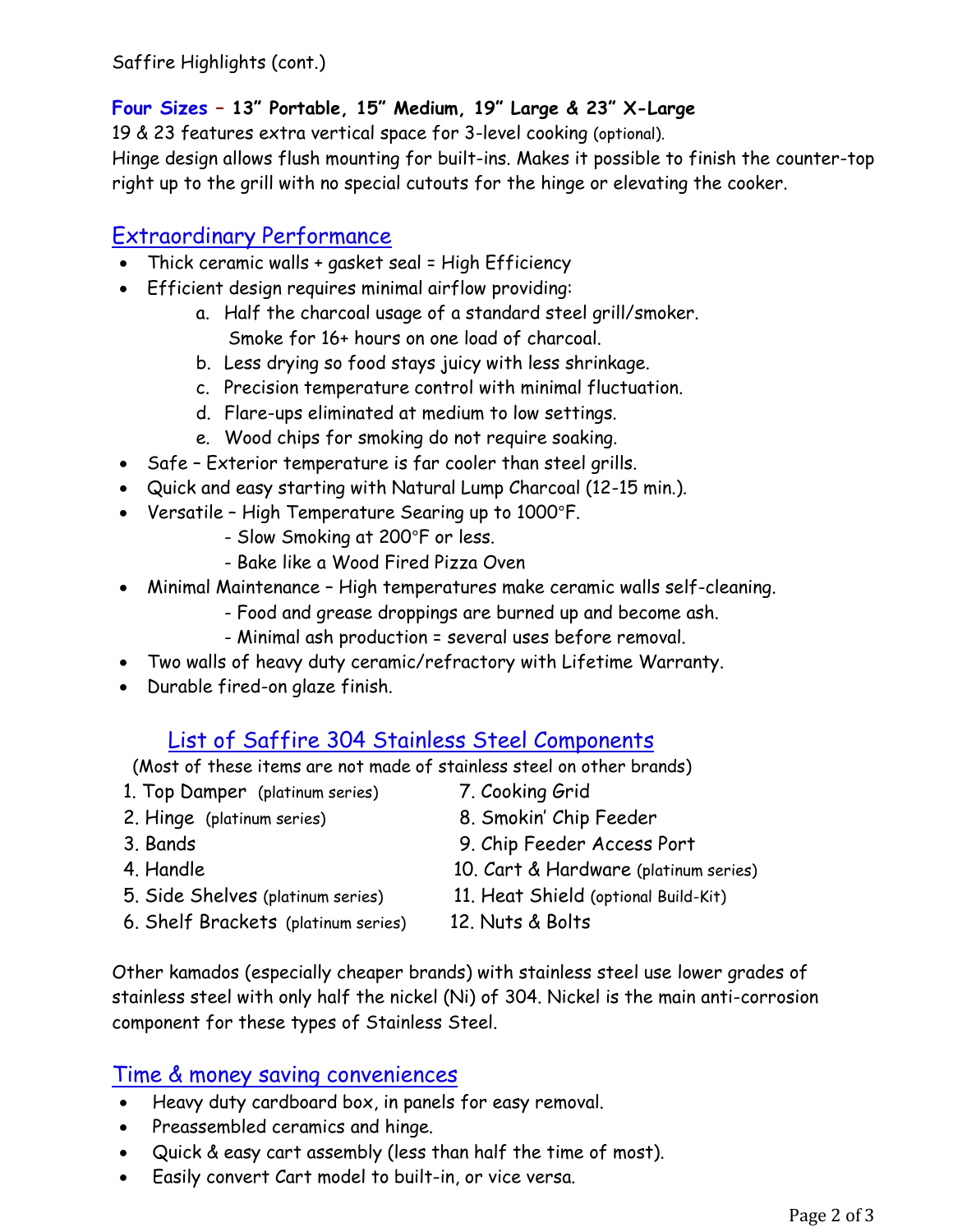Saffire Highlights (cont.)

**Four Sizes – 13" Portable, 15" Medium, 19" Large & 23" X-Large**
19 & 23 features extra vertical space for 3-level cooking (optional).
Hinge design allows flush mounting for built-ins. Makes it possible to finish the counter-top right up to the grill with no special cutouts for the hinge or elevating the cooker.

## Extraordinary Performance

- Thick ceramic walls + gasket seal = High Efficiency
- Efficient design requires minimal airflow providing:
  a. Half the charcoal usage of a standard steel grill/smoker. Smoke for 16+ hours on one load of charcoal.
  b. Less drying so food stays juicy with less shrinkage.
  c. Precision temperature control with minimal fluctuation.
  d. Flare-ups eliminated at medium to low settings.
  e. Wood chips for smoking do not require soaking.
- Safe – Exterior temperature is far cooler than steel grills.
- Quick and easy starting with Natural Lump Charcoal (12-15 min.).
- Versatile – High Temperature Searing up to 1000°F.
  - Slow Smoking at 200°F or less.
  - Bake like a Wood Fired Pizza Oven
- Minimal Maintenance – High temperatures make ceramic walls self-cleaning.
  - Food and grease droppings are burned up and become ash.
  - Minimal ash production = several uses before removal.
- Two walls of heavy duty ceramic/refractory with Lifetime Warranty.
- Durable fired-on glaze finish.

## List of Saffire 304 Stainless Steel Components

(Most of these items are not made of stainless steel on other brands)

1. Top Damper (platinum series)
2. Hinge (platinum series)
3. Bands
4. Handle
5. Side Shelves (platinum series)
6. Shelf Brackets (platinum series)
7. Cooking Grid
8. Smokin' Chip Feeder
9. Chip Feeder Access Port
10. Cart & Hardware (platinum series)
11. Heat Shield (optional Build-Kit)
12. Nuts & Bolts

Other kamados (especially cheaper brands) with stainless steel use lower grades of stainless steel with only half the nickel (Ni) of 304. Nickel is the main anti-corrosion component for these types of Stainless Steel.

## Time & money saving conveniences

- Heavy duty cardboard box, in panels for easy removal.
- Preassembled ceramics and hinge.
- Quick & easy cart assembly (less than half the time of most).
- Easily convert Cart model to built-in, or vice versa.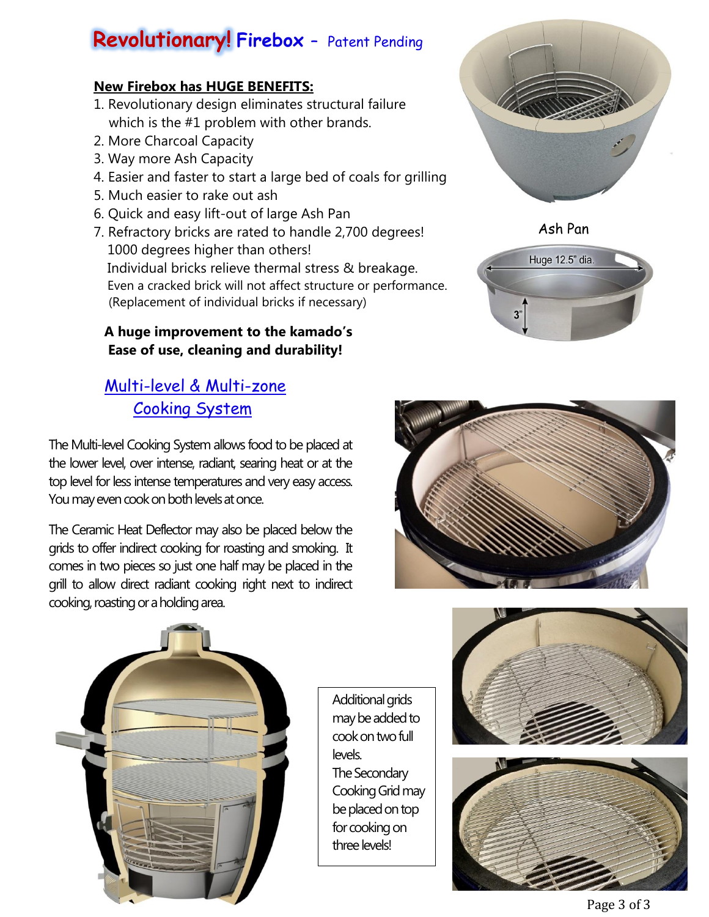# Revolutionary! Firebox – Patent Pending

**New Firebox has HUGE BENEFITS:**

1. Revolutionary design eliminates structural failure which is the #1 problem with other brands.
2. More Charcoal Capacity
3. Way more Ash Capacity
4. Easier and faster to start a large bed of coals for grilling
5. Much easier to rake out ash
6. Quick and easy lift-out of large Ash Pan
7. Refractory bricks are rated to handle 2,700 degrees! 1000 degrees higher than others!
   Individual bricks relieve thermal stress & breakage.
   Even a cracked brick will not affect structure or performance.
   (Replacement of individual bricks if necessary)

**A huge improvement to the kamado's Ease of use, cleaning and durability!**

Ash Pan

Huge 12.5" dia.

3"

## Multi-level & Multi-zone Cooking System

The Multi-level Cooking System allows food to be placed at the lower level, over intense, radiant, searing heat or at the top level for less intense temperatures and very easy access. You may even cook on both levels at once.

The Ceramic Heat Deflector may also be placed below the grids to offer indirect cooking for roasting and smoking. It comes in two pieces so just one half may be placed in the grill to allow direct radiant cooking right next to indirect cooking, roasting or a holding area.

Additional grids may be added to cook on two full levels.
The Secondary Cooking Grid may be placed on top for cooking on three levels!